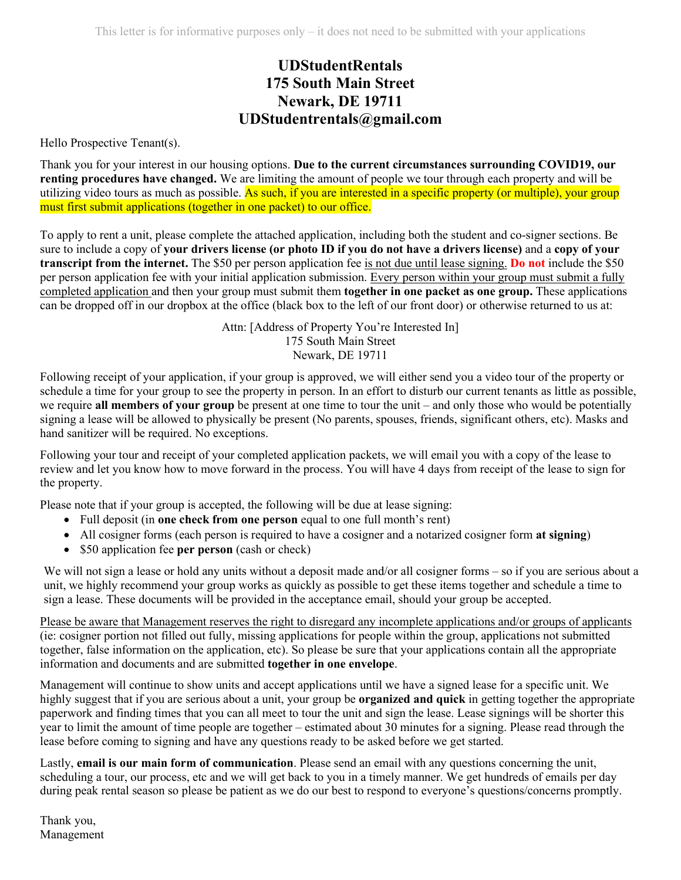This letter is for informative purposes only – it does not need to be submitted with your applications

# UDStudentRentals
# 175 South Main Street
# Newark, DE 19711
# UDStudentrentals@gmail.com

Hello Prospective Tenant(s).

Thank you for your interest in our housing options. **Due to the current circumstances surrounding COVID19, our renting procedures have changed.** We are limiting the amount of people we tour through each property and will be utilizing video tours as much as possible. As such, if you are interested in a specific property (or multiple), your group must first submit applications (together in one packet) to our office.

To apply to rent a unit, please complete the attached application, including both the student and co-signer sections. Be sure to include a copy of **your drivers license (or photo ID if you do not have a drivers license)** and a **copy of your transcript from the internet.** The $50 per person application fee is not due until lease signing. **Do not** include the $50 per person application fee with your initial application submission. Every person within your group must submit a fully completed application and then your group must submit them **together in one packet as one group.** These applications can be dropped off in our dropbox at the office (black box to the left of our front door) or otherwise returned to us at:

Attn: [Address of Property You're Interested In]
175 South Main Street
Newark, DE 19711

Following receipt of your application, if your group is approved, we will either send you a video tour of the property or schedule a time for your group to see the property in person. In an effort to disturb our current tenants as little as possible, we require **all members of your group** be present at one time to tour the unit – and only those who would be potentially signing a lease will be allowed to physically be present (No parents, spouses, friends, significant others, etc). Masks and hand sanitizer will be required. No exceptions.

Following your tour and receipt of your completed application packets, we will email you with a copy of the lease to review and let you know how to move forward in the process. You will have 4 days from receipt of the lease to sign for the property.

Please note that if your group is accepted, the following will be due at lease signing:

- Full deposit (in **one check from one person** equal to one full month's rent)
- All cosigner forms (each person is required to have a cosigner and a notarized cosigner form **at signing**)
- $50 application fee **per person** (cash or check)

We will not sign a lease or hold any units without a deposit made and/or all cosigner forms – so if you are serious about a unit, we highly recommend your group works as quickly as possible to get these items together and schedule a time to sign a lease. These documents will be provided in the acceptance email, should your group be accepted.

Please be aware that Management reserves the right to disregard any incomplete applications and/or groups of applicants (ie: cosigner portion not filled out fully, missing applications for people within the group, applications not submitted together, false information on the application, etc). So please be sure that your applications contain all the appropriate information and documents and are submitted **together in one envelope**.

Management will continue to show units and accept applications until we have a signed lease for a specific unit. We highly suggest that if you are serious about a unit, your group be **organized and quick** in getting together the appropriate paperwork and finding times that you can all meet to tour the unit and sign the lease. Lease signings will be shorter this year to limit the amount of time people are together – estimated about 30 minutes for a signing. Please read through the lease before coming to signing and have any questions ready to be asked before we get started.

Lastly, **email is our main form of communication**. Please send an email with any questions concerning the unit, scheduling a tour, our process, etc and we will get back to you in a timely manner. We get hundreds of emails per day during peak rental season so please be patient as we do our best to respond to everyone's questions/concerns promptly.

Thank you,
Management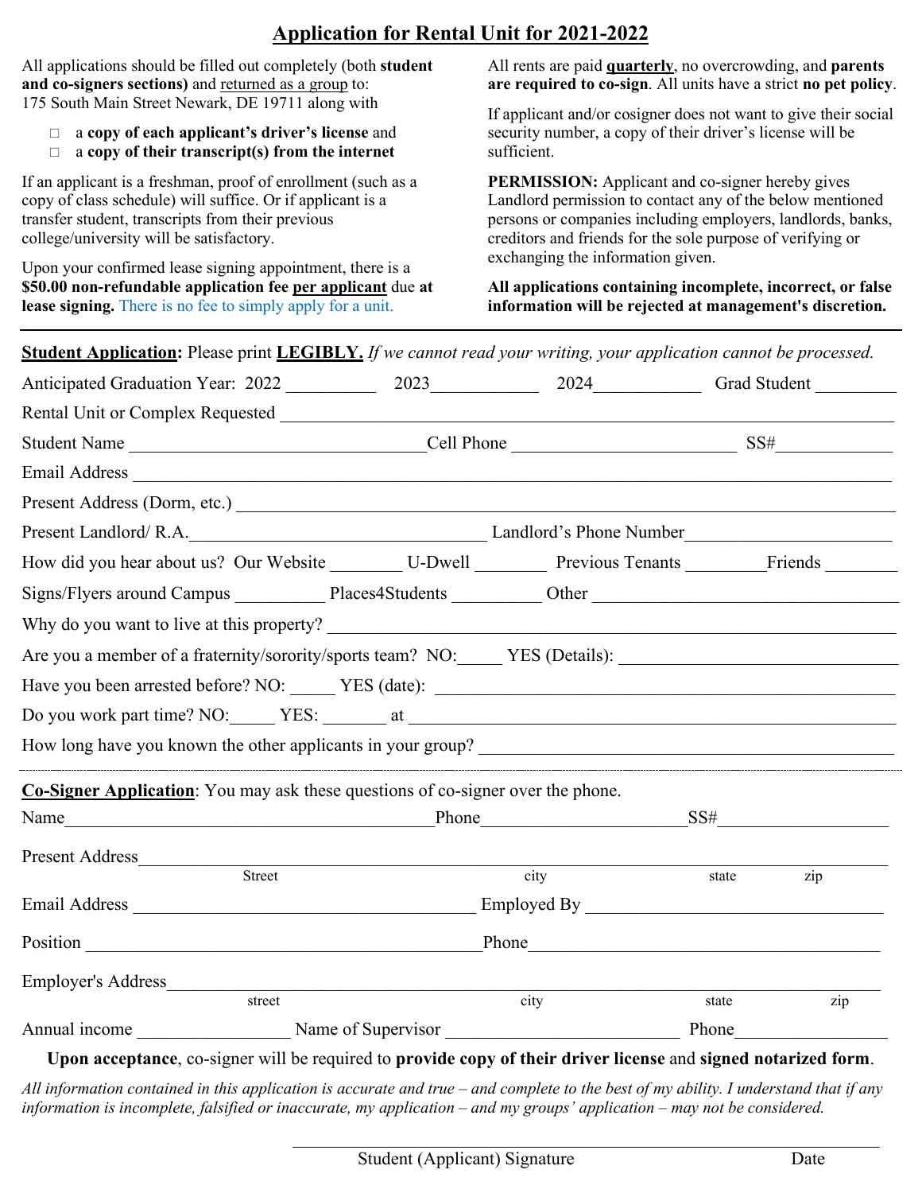# Application for Rental Unit for 2021-2022

All applications should be filled out completely (both **student and co-signers sections)** and returned as a group to: 175 South Main Street Newark, DE 19711 along with

- □ a **copy of each applicant's driver's license** and
- □ a **copy of their transcript(s) from the internet**

If an applicant is a freshman, proof of enrollment (such as a copy of class schedule) will suffice. Or if applicant is a transfer student, transcripts from their previous college/university will be satisfactory.

Upon your confirmed lease signing appointment, there is a **$50.00 non-refundable application fee per applicant** due **at lease signing.** There is no fee to simply apply for a unit.

All rents are paid **quarterly**, no overcrowding, and **parents are required to co-sign**. All units have a strict **no pet policy**.

If applicant and/or cosigner does not want to give their social security number, a copy of their driver's license will be sufficient.

**PERMISSION:** Applicant and co-signer hereby gives Landlord permission to contact any of the below mentioned persons or companies including employers, landlords, banks, creditors and friends for the sole purpose of verifying or exchanging the information given.

**All applications containing incomplete, incorrect, or false information will be rejected at management's discretion.**

---

**Student Application:** Please print **LEGIBLY.** *If we cannot read your writing, your application cannot be processed.*

Anticipated Graduation Year: 2022 __________ 2023____________ 2024____________ Grad Student _________

Rental Unit or Complex Requested ____________________________________________

Student Name ______________________________ Cell Phone ______________________ SS#_____________

Email Address ____________________________________________

Present Address (Dorm, etc.) ____________________________________________

Present Landlord/ R.A.______________________________ Landlord's Phone Number______________________

How did you hear about us? Our Website ________ U-Dwell ________ Previous Tenants ________Friends ________

Signs/Flyers around Campus __________ Places4Students __________ Other ______________________________

Why do you want to live at this property? ____________________________________________

Are you a member of a fraternity/sorority/sports team? NO:_____ YES (Details): ______________________________

Have you been arrested before? NO: _____ YES (date): ____________________________________________

Do you work part time? NO:_____ YES: _______ at ____________________________________________

How long have you known the other applicants in your group? ____________________________________________

---

**Co-Signer Application**: You may ask these questions of co-signer over the phone.

Name________________________________________Phone______________________SS#__________________

Present Address____________________________________________
Street city state zip

Email Address ______________________________________ Employed By ________________________________

Position ____________________________________________Phone____________________________________

Employer's Address____________________________________________
street city state zip

Annual income ________________ Name of Supervisor ________________________ Phone________________

**Upon acceptance**, co-signer will be required to **provide copy of their driver license** and **signed notarized form**.

*All information contained in this application is accurate and true – and complete to the best of my ability. I understand that if any information is incomplete, falsified or inaccurate, my application – and my groups' application – may not be considered.*

____________________________________________
Student (Applicant) Signature Date